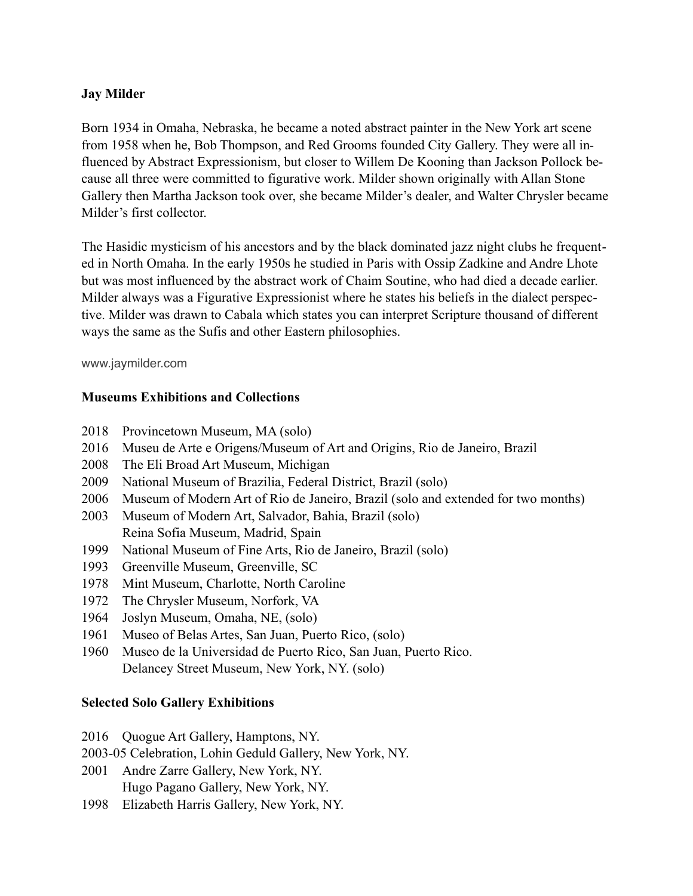**Jay Milder**

Born 1934 in Omaha, Nebraska, he became a noted abstract painter in the New York art scene from 1958 when he, Bob Thompson, and Red Grooms founded City Gallery. They were all influenced by Abstract Expressionism, but closer to Willem De Kooning than Jackson Pollock because all three were committed to figurative work. Milder shown originally with Allan Stone Gallery then Martha Jackson took over, she became Milder's dealer, and Walter Chrysler became Milder's first collector.

The Hasidic mysticism of his ancestors and by the black dominated jazz night clubs he frequented in North Omaha. In the early 1950s he studied in Paris with Ossip Zadkine and Andre Lhote but was most influenced by the abstract work of Chaim Soutine, who had died a decade earlier. Milder always was a Figurative Expressionist where he states his beliefs in the dialect perspective. Milder was drawn to Cabala which states you can interpret Scripture thousand of different ways the same as the Sufis and other Eastern philosophies.

www.jaymilder.com

**Museums Exhibitions and Collections**

2018 Provincetown Museum, MA (solo)
2016 Museu de Arte e Origens/Museum of Art and Origins, Rio de Janeiro, Brazil
2008 The Eli Broad Art Museum, Michigan
2009 National Museum of Brazilia, Federal District, Brazil (solo)
2006 Museum of Modern Art of Rio de Janeiro, Brazil (solo and extended for two months)
2003 Museum of Modern Art, Salvador, Bahia, Brazil (solo)
Reina Sofia Museum, Madrid, Spain
1999 National Museum of Fine Arts, Rio de Janeiro, Brazil (solo)
1993 Greenville Museum, Greenville, SC
1978 Mint Museum, Charlotte, North Caroline
1972 The Chrysler Museum, Norfork, VA
1964 Joslyn Museum, Omaha, NE, (solo)
1961 Museo of Belas Artes, San Juan, Puerto Rico, (solo)
1960 Museo de la Universidad de Puerto Rico, San Juan, Puerto Rico.
Delancey Street Museum, New York, NY. (solo)

**Selected Solo Gallery Exhibitions**

2016 Quogue Art Gallery, Hamptons, NY.
2003-05 Celebration, Lohin Geduld Gallery, New York, NY.
2001 Andre Zarre Gallery, New York, NY.
Hugo Pagano Gallery, New York, NY.
1998 Elizabeth Harris Gallery, New York, NY.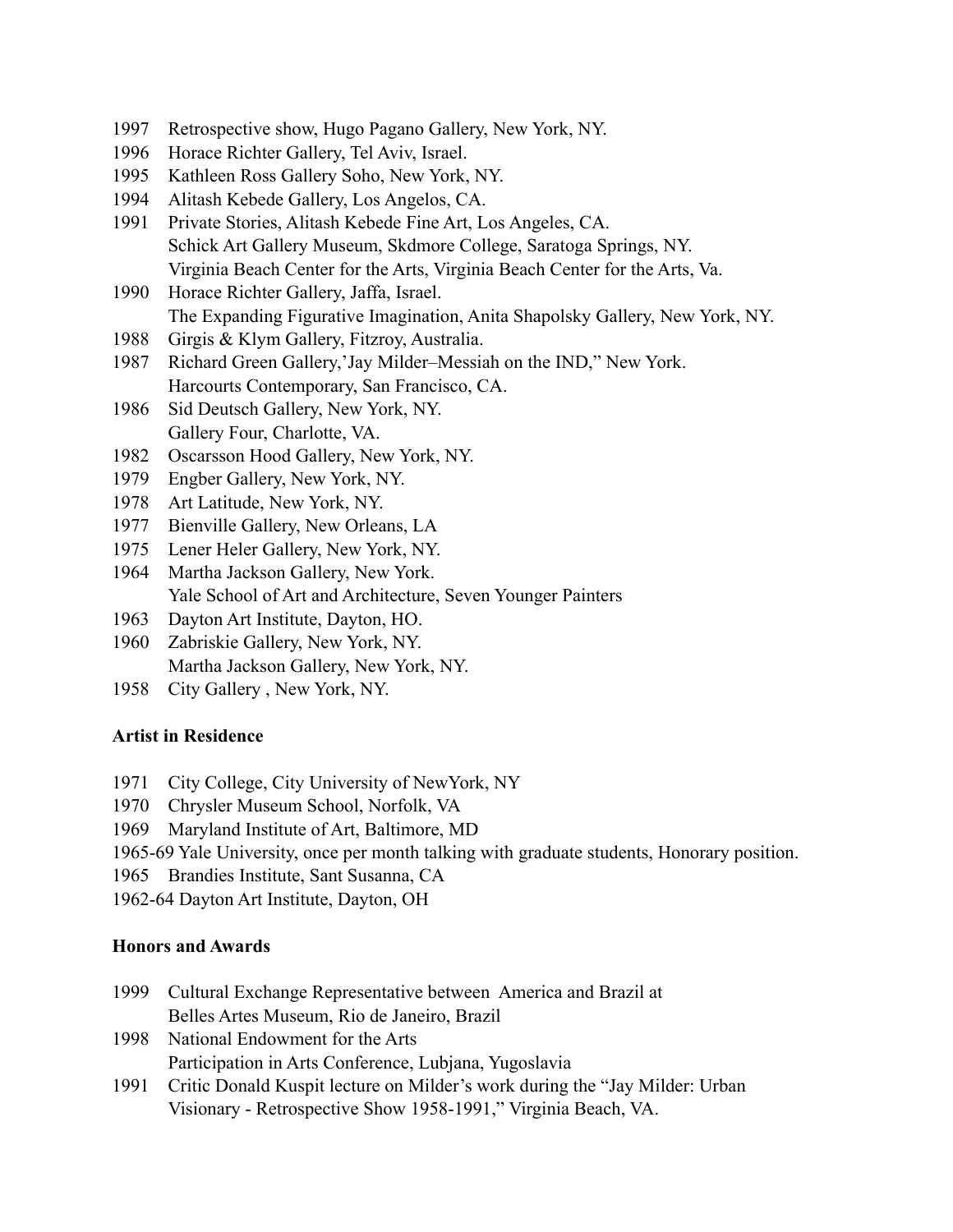1997 Retrospective show, Hugo Pagano Gallery, New York, NY.
1996 Horace Richter Gallery, Tel Aviv, Israel.
1995 Kathleen Ross Gallery Soho, New York, NY.
1994 Alitash Kebede Gallery, Los Angelos, CA.
1991 Private Stories, Alitash Kebede Fine Art, Los Angeles, CA.
  Schick Art Gallery Museum, Skdmore College, Saratoga Springs, NY.
  Virginia Beach Center for the Arts, Virginia Beach Center for the Arts, Va.
1990 Horace Richter Gallery, Jaffa, Israel.
  The Expanding Figurative Imagination, Anita Shapolsky Gallery, New York, NY.
1988 Girgis & Klym Gallery, Fitzroy, Australia.
1987 Richard Green Gallery,'Jay Milder–Messiah on the IND," New York.
  Harcourts Contemporary, San Francisco, CA.
1986 Sid Deutsch Gallery, New York, NY.
  Gallery Four, Charlotte, VA.
1982 Oscarsson Hood Gallery, New York, NY.
1979 Engber Gallery, New York, NY.
1978 Art Latitude, New York, NY.
1977 Bienville Gallery, New Orleans, LA
1975 Lener Heler Gallery, New York, NY.
1964 Martha Jackson Gallery, New York.
  Yale School of Art and Architecture, Seven Younger Painters
1963 Dayton Art Institute, Dayton, HO.
1960 Zabriskie Gallery, New York, NY.
  Martha Jackson Gallery, New York, NY.
1958 City Gallery , New York, NY.

**Artist in Residence**

1971 City College, City University of NewYork, NY
1970 Chrysler Museum School, Norfolk, VA
1969 Maryland Institute of Art, Baltimore, MD
1965-69 Yale University, once per month talking with graduate students, Honorary position.
1965 Brandies Institute, Sant Susanna, CA
1962-64 Dayton Art Institute, Dayton, OH

**Honors and Awards**

1999 Cultural Exchange Representative between America and Brazil at
  Belles Artes Museum, Rio de Janeiro, Brazil
1998 National Endowment for the Arts
  Participation in Arts Conference, Lubjana, Yugoslavia
1991 Critic Donald Kuspit lecture on Milder's work during the "Jay Milder: Urban
  Visionary - Retrospective Show 1958-1991," Virginia Beach, VA.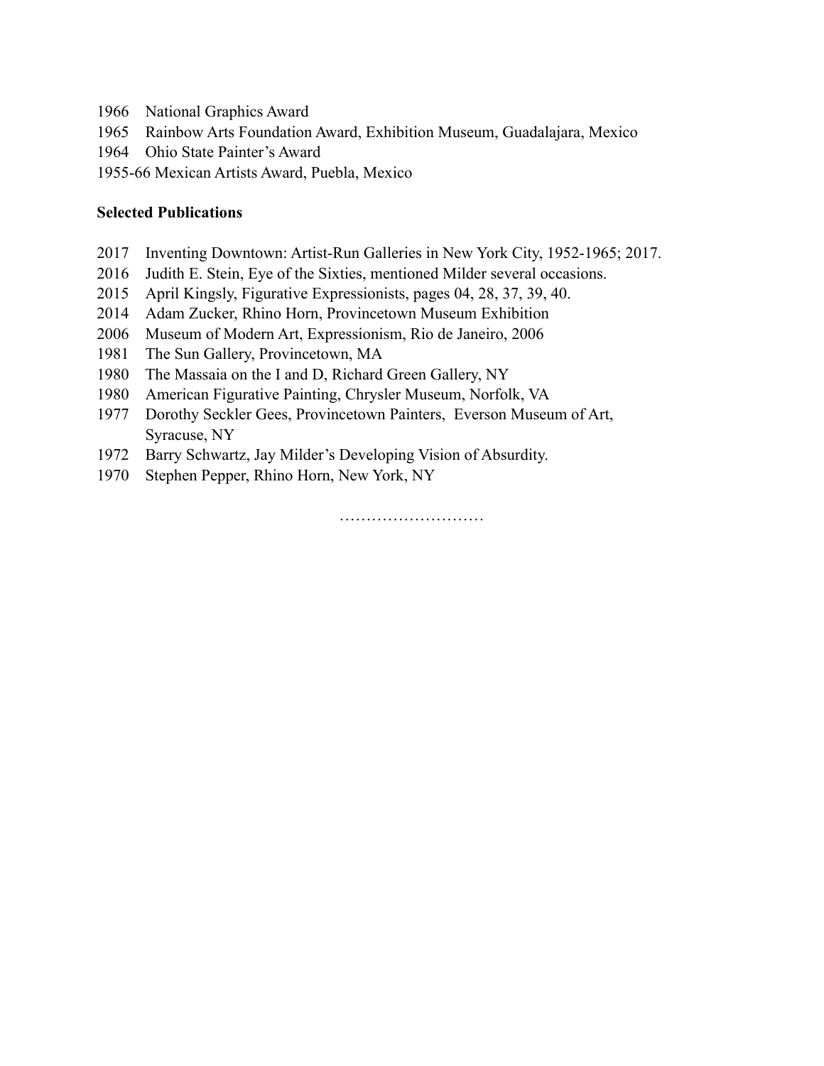1966 National Graphics Award

1965 Rainbow Arts Foundation Award, Exhibition Museum, Guadalajara, Mexico

1964 Ohio State Painter's Award

1955-66 Mexican Artists Award, Puebla, Mexico

**Selected Publications**

2017 Inventing Downtown: Artist-Run Galleries in New York City, 1952-1965; 2017.

2016 Judith E. Stein, Eye of the Sixties, mentioned Milder several occasions.

2015 April Kingsly, Figurative Expressionists, pages 04, 28, 37, 39, 40.

2014 Adam Zucker, Rhino Horn, Provincetown Museum Exhibition

2006 Museum of Modern Art, Expressionism, Rio de Janeiro, 2006

1981 The Sun Gallery, Provincetown, MA

1980 The Massaia on the I and D, Richard Green Gallery, NY

1980 American Figurative Painting, Chrysler Museum, Norfolk, VA

1977 Dorothy Seckler Gees, Provincetown Painters, Everson Museum of Art, Syracuse, NY

1972 Barry Schwartz, Jay Milder's Developing Vision of Absurdity.

1970 Stephen Pepper, Rhino Horn, New York, NY

………………………